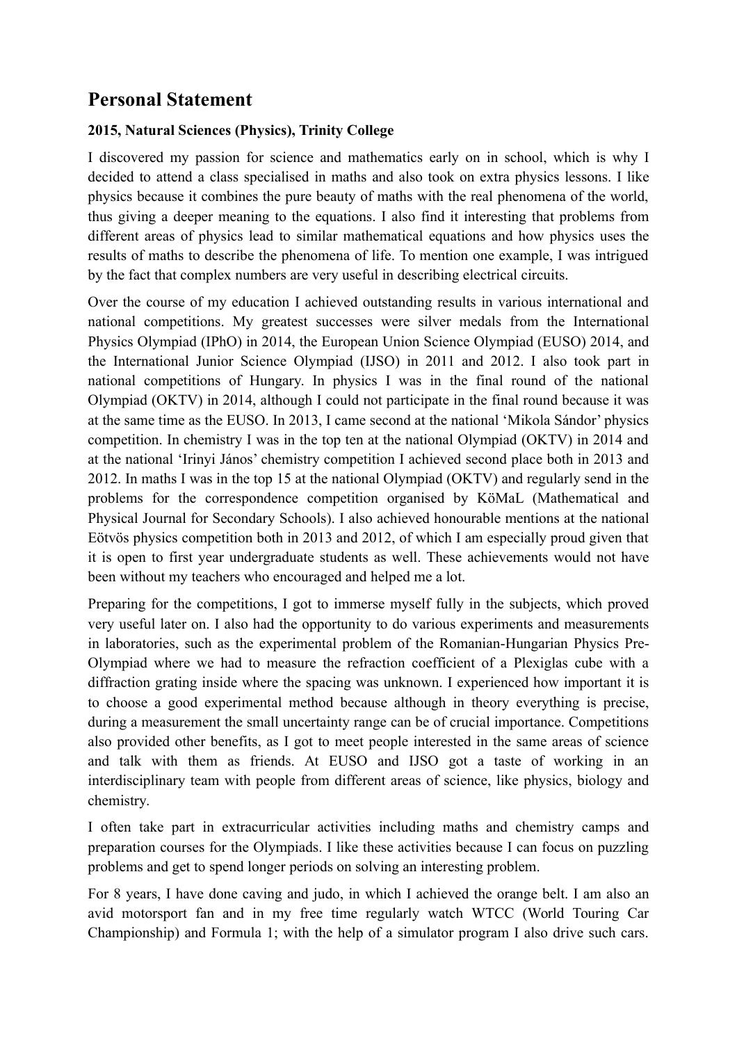## Personal Statement

**2015, Natural Sciences (Physics), Trinity College**

I discovered my passion for science and mathematics early on in school, which is why I decided to attend a class specialised in maths and also took on extra physics lessons. I like physics because it combines the pure beauty of maths with the real phenomena of the world, thus giving a deeper meaning to the equations. I also find it interesting that problems from different areas of physics lead to similar mathematical equations and how physics uses the results of maths to describe the phenomena of life. To mention one example, I was intrigued by the fact that complex numbers are very useful in describing electrical circuits.

Over the course of my education I achieved outstanding results in various international and national competitions. My greatest successes were silver medals from the International Physics Olympiad (IPhO) in 2014, the European Union Science Olympiad (EUSO) 2014, and the International Junior Science Olympiad (IJSO) in 2011 and 2012. I also took part in national competitions of Hungary. In physics I was in the final round of the national Olympiad (OKTV) in 2014, although I could not participate in the final round because it was at the same time as the EUSO. In 2013, I came second at the national 'Mikola Sándor' physics competition. In chemistry I was in the top ten at the national Olympiad (OKTV) in 2014 and at the national 'Irinyi János' chemistry competition I achieved second place both in 2013 and 2012. In maths I was in the top 15 at the national Olympiad (OKTV) and regularly send in the problems for the correspondence competition organised by KöMaL (Mathematical and Physical Journal for Secondary Schools). I also achieved honourable mentions at the national Eötvös physics competition both in 2013 and 2012, of which I am especially proud given that it is open to first year undergraduate students as well. These achievements would not have been without my teachers who encouraged and helped me a lot.

Preparing for the competitions, I got to immerse myself fully in the subjects, which proved very useful later on. I also had the opportunity to do various experiments and measurements in laboratories, such as the experimental problem of the Romanian-Hungarian Physics Pre-Olympiad where we had to measure the refraction coefficient of a Plexiglas cube with a diffraction grating inside where the spacing was unknown. I experienced how important it is to choose a good experimental method because although in theory everything is precise, during a measurement the small uncertainty range can be of crucial importance. Competitions also provided other benefits, as I got to meet people interested in the same areas of science and talk with them as friends. At EUSO and IJSO got a taste of working in an interdisciplinary team with people from different areas of science, like physics, biology and chemistry.

I often take part in extracurricular activities including maths and chemistry camps and preparation courses for the Olympiads. I like these activities because I can focus on puzzling problems and get to spend longer periods on solving an interesting problem.

For 8 years, I have done caving and judo, in which I achieved the orange belt. I am also an avid motorsport fan and in my free time regularly watch WTCC (World Touring Car Championship) and Formula 1; with the help of a simulator program I also drive such cars.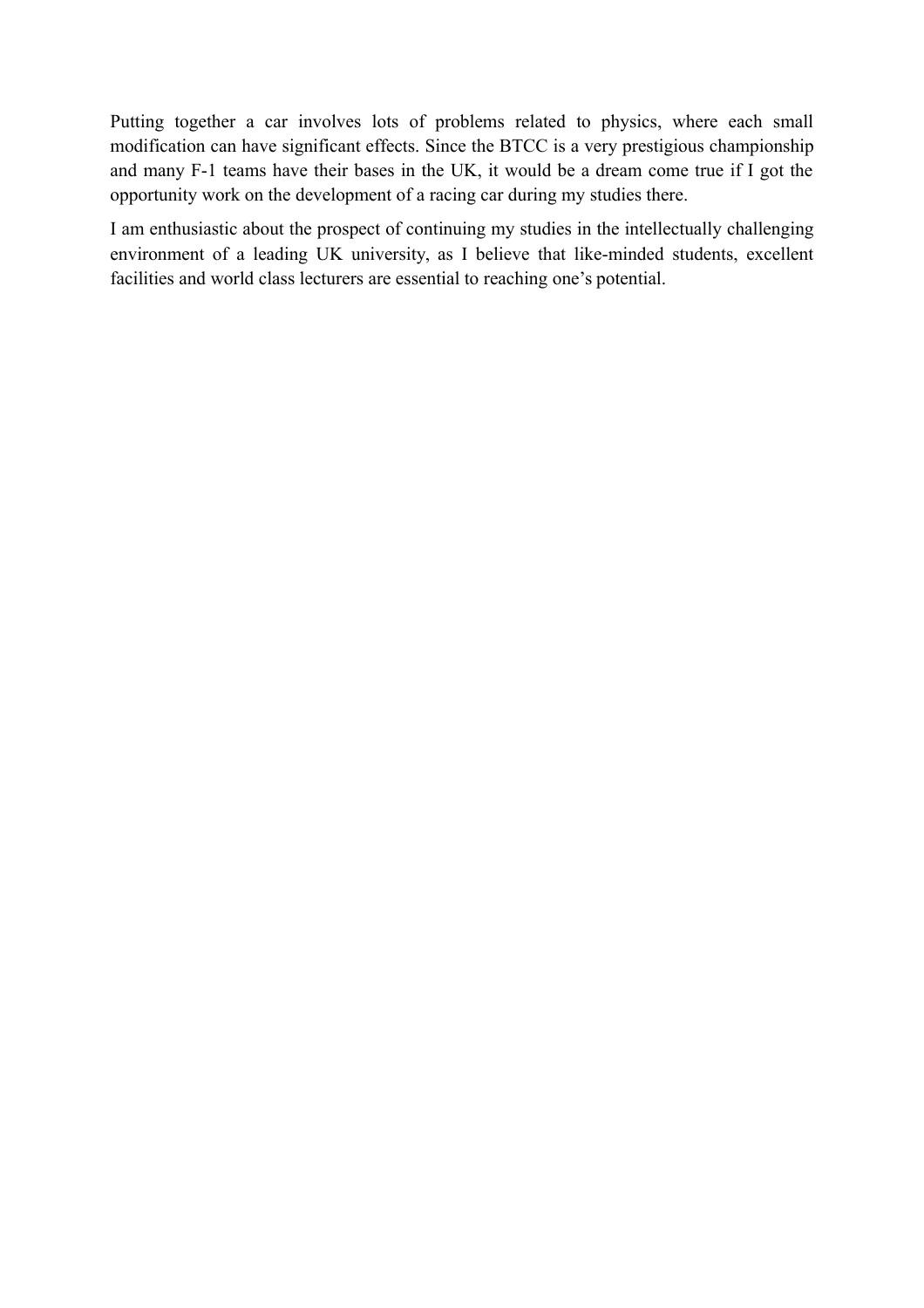Putting together a car involves lots of problems related to physics, where each small modification can have significant effects. Since the BTCC is a very prestigious championship and many F-1 teams have their bases in the UK, it would be a dream come true if I got the opportunity work on the development of a racing car during my studies there.

I am enthusiastic about the prospect of continuing my studies in the intellectually challenging environment of a leading UK university, as I believe that like-minded students, excellent facilities and world class lecturers are essential to reaching one's potential.